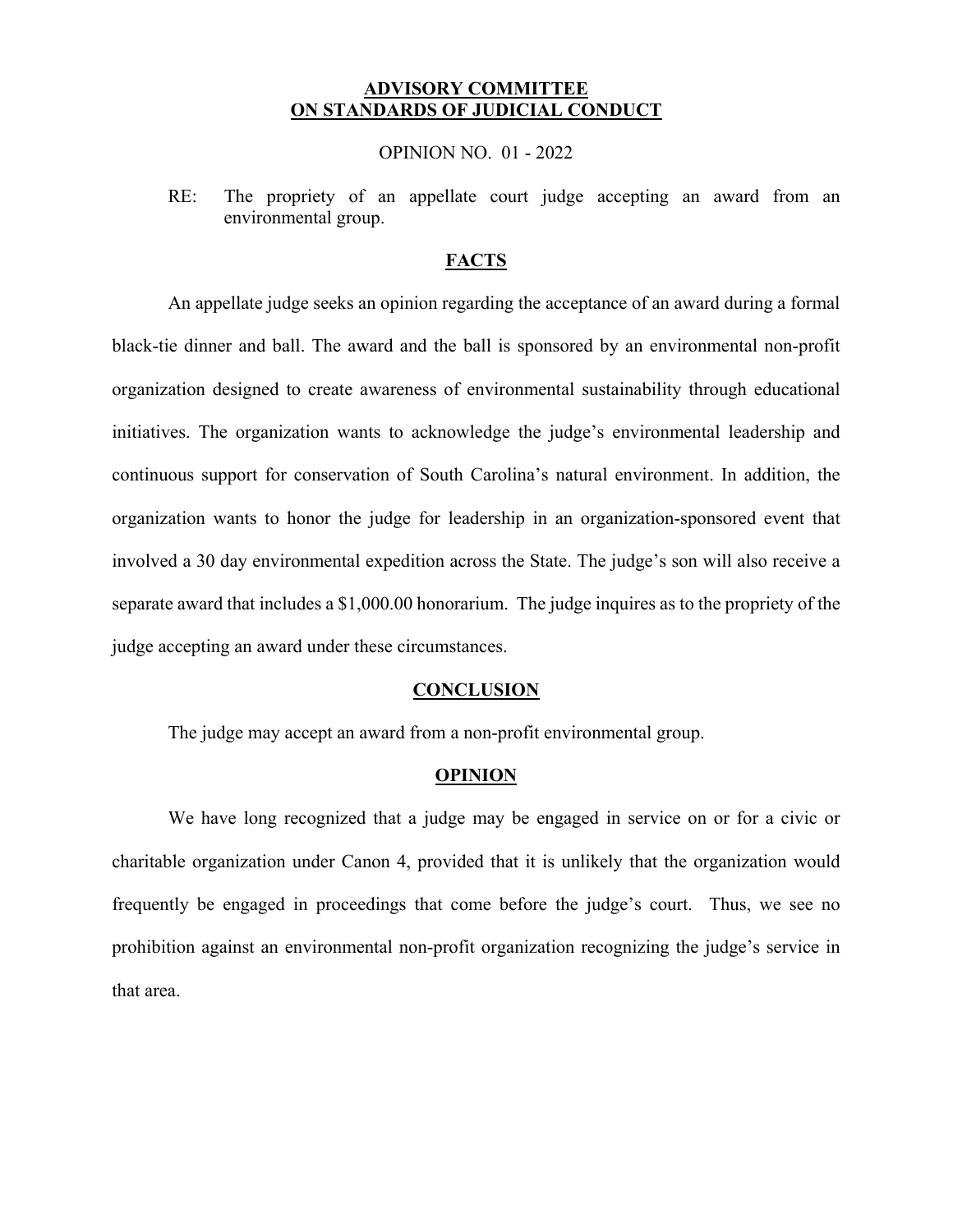**ADVISORY COMMITTEE**
**ON STANDARDS OF JUDICIAL CONDUCT**

OPINION NO. 01 - 2022

RE: The propriety of an appellate court judge accepting an award from an environmental group.

## FACTS

An appellate judge seeks an opinion regarding the acceptance of an award during a formal black-tie dinner and ball. The award and the ball is sponsored by an environmental non-profit organization designed to create awareness of environmental sustainability through educational initiatives. The organization wants to acknowledge the judge's environmental leadership and continuous support for conservation of South Carolina's natural environment. In addition, the organization wants to honor the judge for leadership in an organization-sponsored event that involved a 30 day environmental expedition across the State. The judge's son will also receive a separate award that includes a $1,000.00 honorarium. The judge inquires as to the propriety of the judge accepting an award under these circumstances.

## CONCLUSION

The judge may accept an award from a non-profit environmental group.

## OPINION

We have long recognized that a judge may be engaged in service on or for a civic or charitable organization under Canon 4, provided that it is unlikely that the organization would frequently be engaged in proceedings that come before the judge's court. Thus, we see no prohibition against an environmental non-profit organization recognizing the judge's service in that area.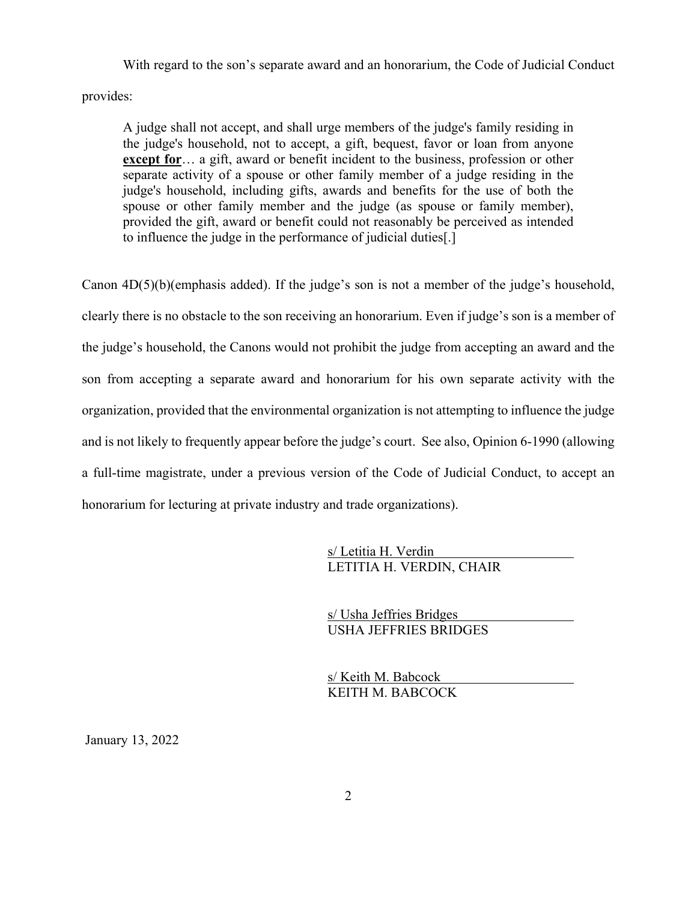With regard to the son's separate award and an honorarium, the Code of Judicial Conduct provides:

> A judge shall not accept, and shall urge members of the judge's family residing in the judge's household, not to accept, a gift, bequest, favor or loan from anyone **except for**… a gift, award or benefit incident to the business, profession or other separate activity of a spouse or other family member of a judge residing in the judge's household, including gifts, awards and benefits for the use of both the spouse or other family member and the judge (as spouse or family member), provided the gift, award or benefit could not reasonably be perceived as intended to influence the judge in the performance of judicial duties[.]

Canon 4D(5)(b)(emphasis added). If the judge's son is not a member of the judge's household, clearly there is no obstacle to the son receiving an honorarium. Even if judge's son is a member of the judge's household, the Canons would not prohibit the judge from accepting an award and the son from accepting a separate award and honorarium for his own separate activity with the organization, provided that the environmental organization is not attempting to influence the judge and is not likely to frequently appear before the judge's court. See also, Opinion 6-1990 (allowing a full-time magistrate, under a previous version of the Code of Judicial Conduct, to accept an honorarium for lecturing at private industry and trade organizations).

s/ Letitia H. Verdin
LETITIA H. VERDIN, CHAIR

s/ Usha Jeffries Bridges
USHA JEFFRIES BRIDGES

s/ Keith M. Babcock
KEITH M. BABCOCK

January 13, 2022